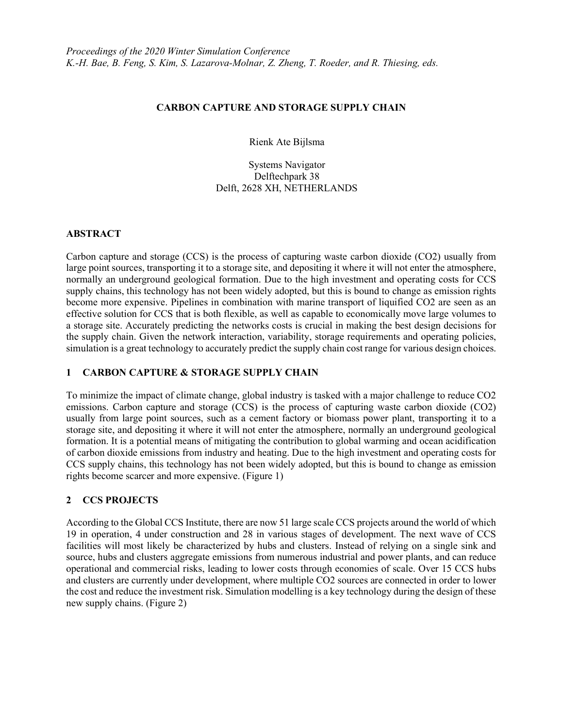*Proceedings of the 2020 Winter Simulation Conference*
*K.-H. Bae, B. Feng, S. Kim, S. Lazarova-Molnar, Z. Zheng, T. Roeder, and R. Thiesing, eds.*

# CARBON CAPTURE AND STORAGE SUPPLY CHAIN

Rienk Ate Bijlsma

Systems Navigator
Delftechpark 38
Delft, 2628 XH, NETHERLANDS

## ABSTRACT

Carbon capture and storage (CCS) is the process of capturing waste carbon dioxide ($CO2$) usually from large point sources, transporting it to a storage site, and depositing it where it will not enter the atmosphere, normally an underground geological formation. Due to the high investment and operating costs for CCS supply chains, this technology has not been widely adopted, but this is bound to change as emission rights become more expensive. Pipelines in combination with marine transport of liquified $CO2$ are seen as an effective solution for CCS that is both flexible, as well as capable to economically move large volumes to a storage site. Accurately predicting the networks costs is crucial in making the best design decisions for the supply chain. Given the network interaction, variability, storage requirements and operating policies, simulation is a great technology to accurately predict the supply chain cost range for various design choices.

## 1 CARBON CAPTURE & STORAGE SUPPLY CHAIN

To minimize the impact of climate change, global industry is tasked with a major challenge to reduce $CO2$ emissions. Carbon capture and storage (CCS) is the process of capturing waste carbon dioxide ($CO2$) usually from large point sources, such as a cement factory or biomass power plant, transporting it to a storage site, and depositing it where it will not enter the atmosphere, normally an underground geological formation. It is a potential means of mitigating the contribution to global warming and ocean acidification of carbon dioxide emissions from industry and heating. Due to the high investment and operating costs for CCS supply chains, this technology has not been widely adopted, but this is bound to change as emission rights become scarcer and more expensive. (Figure 1)

## 2 CCS PROJECTS

According to the Global CCS Institute, there are now 51 large scale CCS projects around the world of which 19 in operation, 4 under construction and 28 in various stages of development. The next wave of CCS facilities will most likely be characterized by hubs and clusters. Instead of relying on a single sink and source, hubs and clusters aggregate emissions from numerous industrial and power plants, and can reduce operational and commercial risks, leading to lower costs through economies of scale. Over 15 CCS hubs and clusters are currently under development, where multiple $CO2$ sources are connected in order to lower the cost and reduce the investment risk. Simulation modelling is a key technology during the design of these new supply chains. (Figure 2)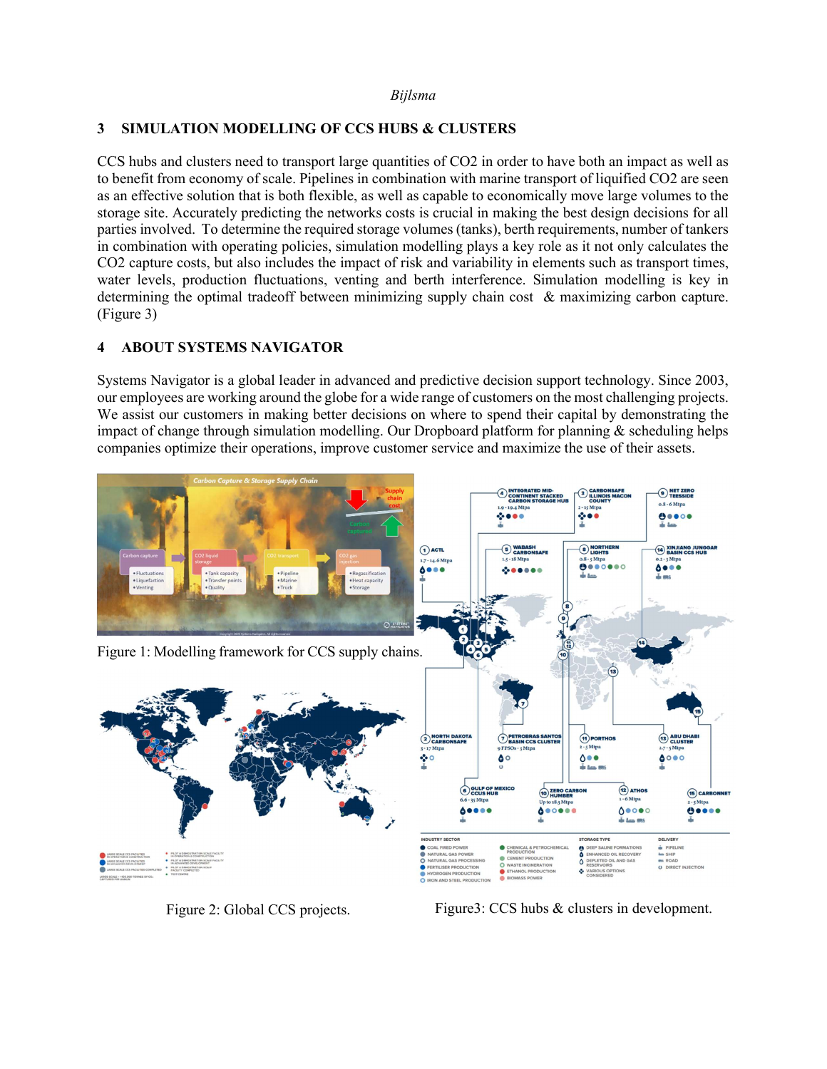## 3 SIMULATION MODELLING OF CCS HUBS & CLUSTERS

CCS hubs and clusters need to transport large quantities of $CO_2$ in order to have both an impact as well as to benefit from economy of scale. Pipelines in combination with marine transport of liquified $CO_2$ are seen as an effective solution that is both flexible, as well as capable to economically move large volumes to the storage site. Accurately predicting the networks costs is crucial in making the best design decisions for all parties involved. To determine the required storage volumes (tanks), berth requirements, number of tankers in combination with operating policies, simulation modelling plays a key role as it not only calculates the $CO_2$ capture costs, but also includes the impact of risk and variability in elements such as transport times, water levels, production fluctuations, venting and berth interference. Simulation modelling is key in determining the optimal tradeoff between minimizing supply chain cost & maximizing carbon capture. (Figure 3)

## 4 ABOUT SYSTEMS NAVIGATOR

Systems Navigator is a global leader in advanced and predictive decision support technology. Since 2003, our employees are working around the globe for a wide range of customers on the most challenging projects. We assist our customers in making better decisions on where to spend their capital by demonstrating the impact of change through simulation modelling. Our Dropboard platform for planning & scheduling helps companies optimize their operations, improve customer service and maximize the use of their assets.

Figure 1: Modelling framework for CCS supply chains.

Figure 2: Global CCS projects.

Figure3: CCS hubs & clusters in development.